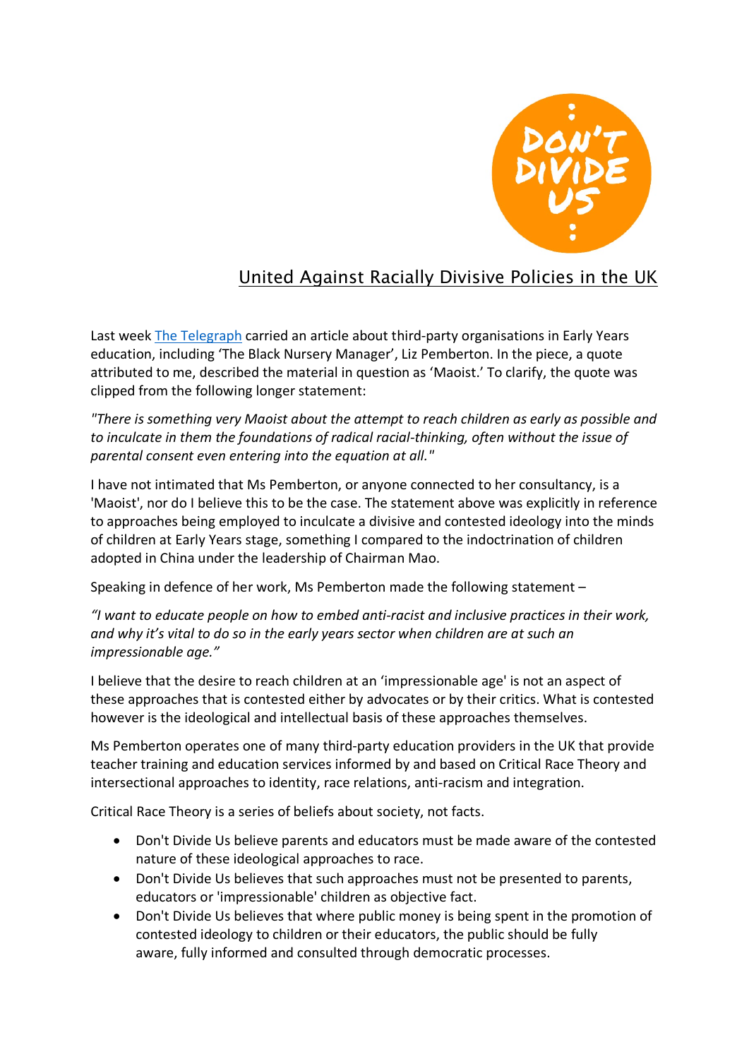DON'T DIVIDE US

United Against Racially Divisive Policies in the UK

Last week The Telegraph carried an article about third-party organisations in Early Years education, including 'The Black Nursery Manager', Liz Pemberton. In the piece, a quote attributed to me, described the material in question as 'Maoist.' To clarify, the quote was clipped from the following longer statement:

*"There is something very Maoist about the attempt to reach children as early as possible and to inculcate in them the foundations of radical racial-thinking, often without the issue of parental consent even entering into the equation at all."*

I have not intimated that Ms Pemberton, or anyone connected to her consultancy, is a 'Maoist', nor do I believe this to be the case. The statement above was explicitly in reference to approaches being employed to inculcate a divisive and contested ideology into the minds of children at Early Years stage, something I compared to the indoctrination of children adopted in China under the leadership of Chairman Mao.

Speaking in defence of her work, Ms Pemberton made the following statement –

*"I want to educate people on how to embed anti-racist and inclusive practices in their work, and why it's vital to do so in the early years sector when children are at such an impressionable age."*

I believe that the desire to reach children at an 'impressionable age' is not an aspect of these approaches that is contested either by advocates or by their critics. What is contested however is the ideological and intellectual basis of these approaches themselves.

Ms Pemberton operates one of many third-party education providers in the UK that provide teacher training and education services informed by and based on Critical Race Theory and intersectional approaches to identity, race relations, anti-racism and integration.

Critical Race Theory is a series of beliefs about society, not facts.

- Don't Divide Us believe parents and educators must be made aware of the contested nature of these ideological approaches to race.
- Don't Divide Us believes that such approaches must not be presented to parents, educators or 'impressionable' children as objective fact.
- Don't Divide Us believes that where public money is being spent in the promotion of contested ideology to children or their educators, the public should be fully aware, fully informed and consulted through democratic processes.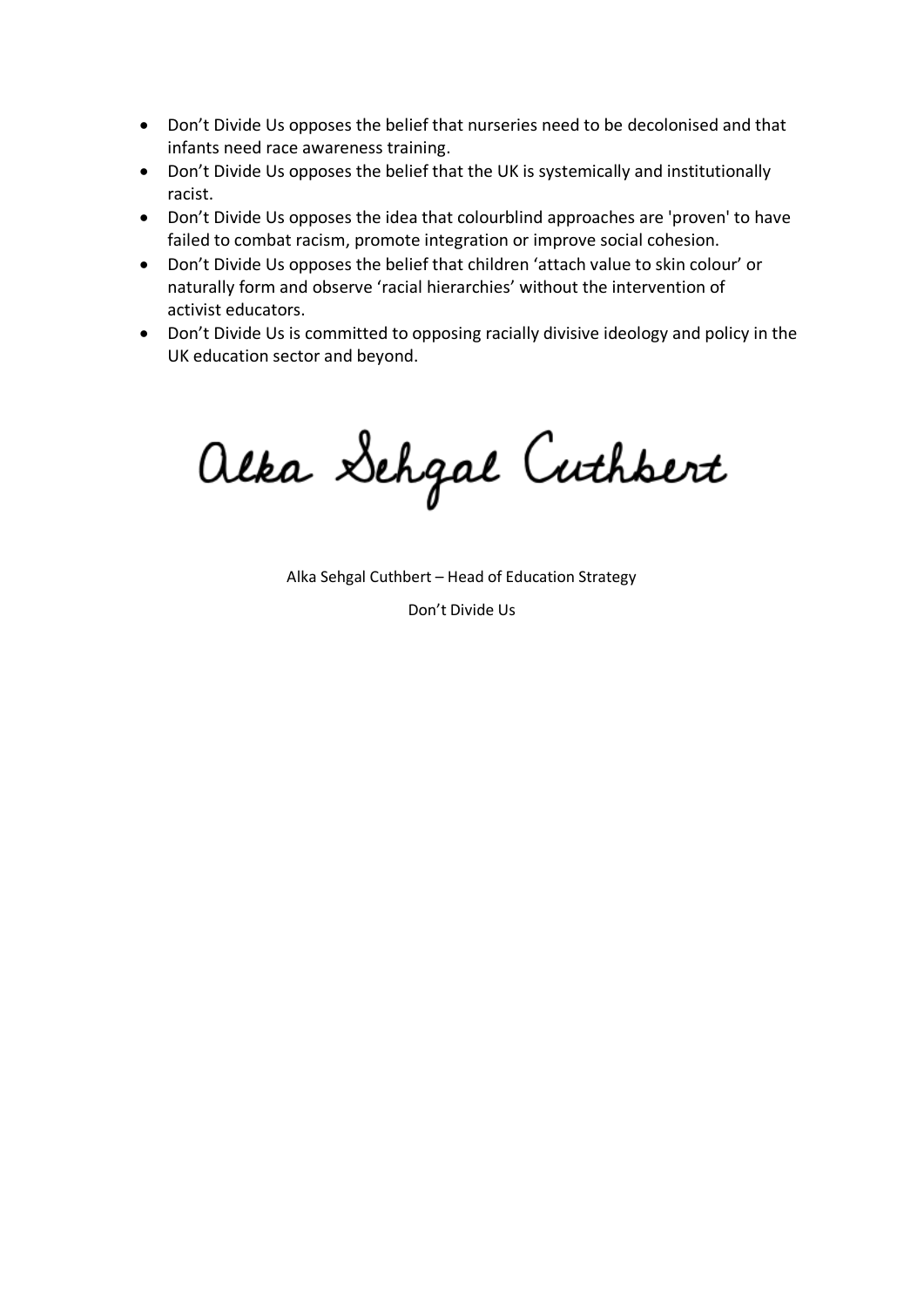- Don't Divide Us opposes the belief that nurseries need to be decolonised and that infants need race awareness training.
- Don't Divide Us opposes the belief that the UK is systemically and institutionally racist.
- Don't Divide Us opposes the idea that colourblind approaches are 'proven' to have failed to combat racism, promote integration or improve social cohesion.
- Don't Divide Us opposes the belief that children 'attach value to skin colour' or naturally form and observe 'racial hierarchies' without the intervention of activist educators.
- Don't Divide Us is committed to opposing racially divisive ideology and policy in the UK education sector and beyond.

Alka Sehgal Cuthbert

Alka Sehgal Cuthbert – Head of Education Strategy

Don't Divide Us